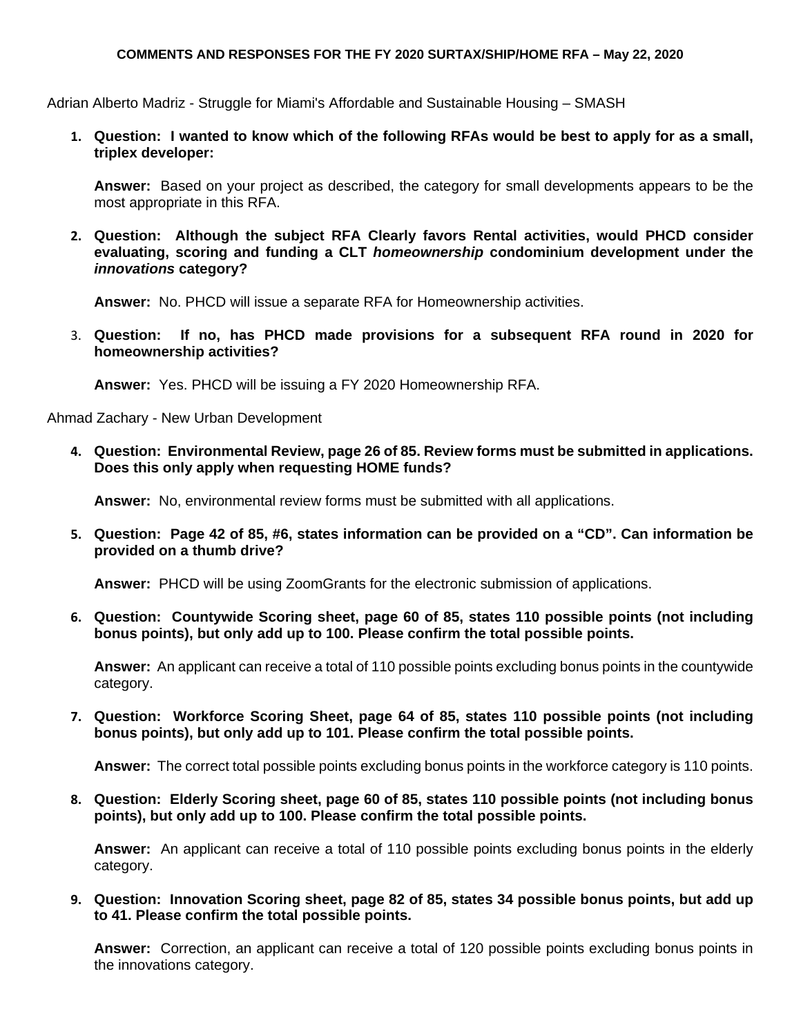**COMMENTS AND RESPONSES FOR THE FY 2020 SURTAX/SHIP/HOME RFA – May 22, 2020**

Adrian Alberto Madriz - Struggle for Miami's Affordable and Sustainable Housing – SMASH

1. **Question: I wanted to know which of the following RFAs would be best to apply for as a small, triplex developer:**

   **Answer:** Based on your project as described, the category for small developments appears to be the most appropriate in this RFA.

2. **Question: Although the subject RFA Clearly favors Rental activities, would PHCD consider evaluating, scoring and funding a CLT *homeownership* condominium development under the *innovations* category?**

   **Answer:** No. PHCD will issue a separate RFA for Homeownership activities.

3. **Question: If no, has PHCD made provisions for a subsequent RFA round in 2020 for homeownership activities?**

   **Answer:** Yes. PHCD will be issuing a FY 2020 Homeownership RFA.

Ahmad Zachary - New Urban Development

4. **Question: Environmental Review, page 26 of 85. Review forms must be submitted in applications. Does this only apply when requesting HOME funds?**

   **Answer:** No, environmental review forms must be submitted with all applications.

5. **Question: Page 42 of 85, #6, states information can be provided on a "CD". Can information be provided on a thumb drive?**

   **Answer:** PHCD will be using ZoomGrants for the electronic submission of applications.

6. **Question: Countywide Scoring sheet, page 60 of 85, states 110 possible points (not including bonus points), but only add up to 100. Please confirm the total possible points.**

   **Answer:** An applicant can receive a total of 110 possible points excluding bonus points in the countywide category.

7. **Question: Workforce Scoring Sheet, page 64 of 85, states 110 possible points (not including bonus points), but only add up to 101. Please confirm the total possible points.**

   **Answer:** The correct total possible points excluding bonus points in the workforce category is 110 points.

8. **Question: Elderly Scoring sheet, page 60 of 85, states 110 possible points (not including bonus points), but only add up to 100. Please confirm the total possible points.**

   **Answer:** An applicant can receive a total of 110 possible points excluding bonus points in the elderly category.

9. **Question: Innovation Scoring sheet, page 82 of 85, states 34 possible bonus points, but add up to 41. Please confirm the total possible points.**

   **Answer:** Correction, an applicant can receive a total of 120 possible points excluding bonus points in the innovations category.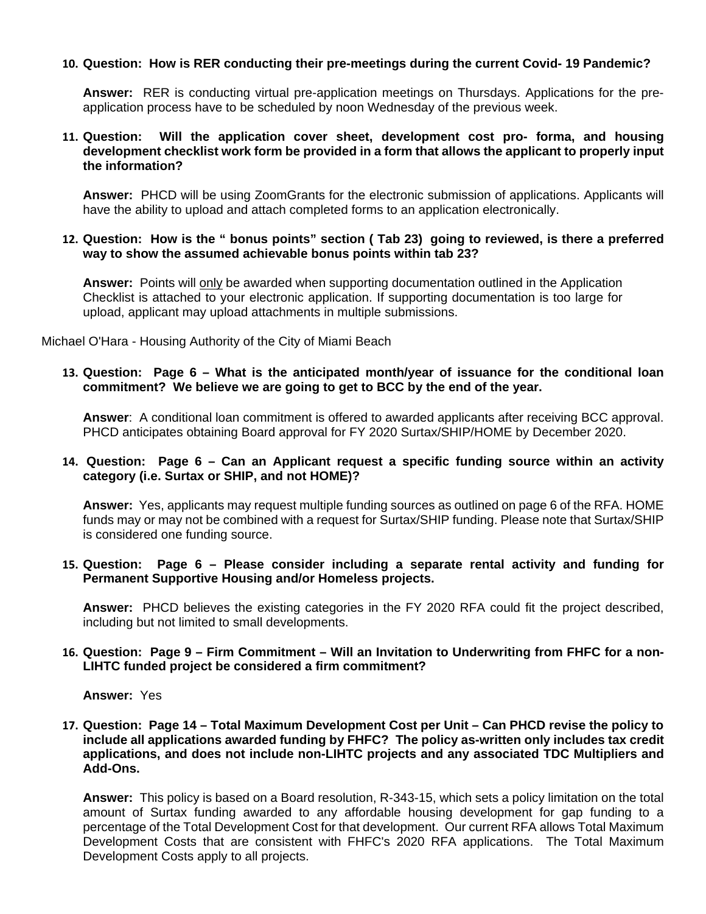10. **Question: How is RER conducting their pre-meetings during the current Covid- 19 Pandemic?**

    **Answer:** RER is conducting virtual pre-application meetings on Thursdays. Applications for the pre-application process have to be scheduled by noon Wednesday of the previous week.

11. **Question: Will the application cover sheet, development cost pro- forma, and housing development checklist work form be provided in a form that allows the applicant to properly input the information?**

    **Answer:** PHCD will be using ZoomGrants for the electronic submission of applications. Applicants will have the ability to upload and attach completed forms to an application electronically.

12. **Question: How is the " bonus points" section ( Tab 23) going to reviewed, is there a preferred way to show the assumed achievable bonus points within tab 23?**

    **Answer:** Points will only be awarded when supporting documentation outlined in the Application Checklist is attached to your electronic application. If supporting documentation is too large for upload, applicant may upload attachments in multiple submissions.

Michael O'Hara - Housing Authority of the City of Miami Beach

13. **Question: Page 6 – What is the anticipated month/year of issuance for the conditional loan commitment? We believe we are going to get to BCC by the end of the year.**

    **Answer**: A conditional loan commitment is offered to awarded applicants after receiving BCC approval. PHCD anticipates obtaining Board approval for FY 2020 Surtax/SHIP/HOME by December 2020.

14. **Question: Page 6 – Can an Applicant request a specific funding source within an activity category (i.e. Surtax or SHIP, and not HOME)?**

    **Answer:** Yes, applicants may request multiple funding sources as outlined on page 6 of the RFA. HOME funds may or may not be combined with a request for Surtax/SHIP funding. Please note that Surtax/SHIP is considered one funding source.

15. **Question: Page 6 – Please consider including a separate rental activity and funding for Permanent Supportive Housing and/or Homeless projects.**

    **Answer:** PHCD believes the existing categories in the FY 2020 RFA could fit the project described, including but not limited to small developments.

16. **Question: Page 9 – Firm Commitment – Will an Invitation to Underwriting from FHFC for a non-LIHTC funded project be considered a firm commitment?**

    **Answer:** Yes

17. **Question: Page 14 – Total Maximum Development Cost per Unit – Can PHCD revise the policy to include all applications awarded funding by FHFC? The policy as-written only includes tax credit applications, and does not include non-LIHTC projects and any associated TDC Multipliers and Add-Ons.**

    **Answer:** This policy is based on a Board resolution, R-343-15, which sets a policy limitation on the total amount of Surtax funding awarded to any affordable housing development for gap funding to a percentage of the Total Development Cost for that development. Our current RFA allows Total Maximum Development Costs that are consistent with FHFC's 2020 RFA applications. The Total Maximum Development Costs apply to all projects.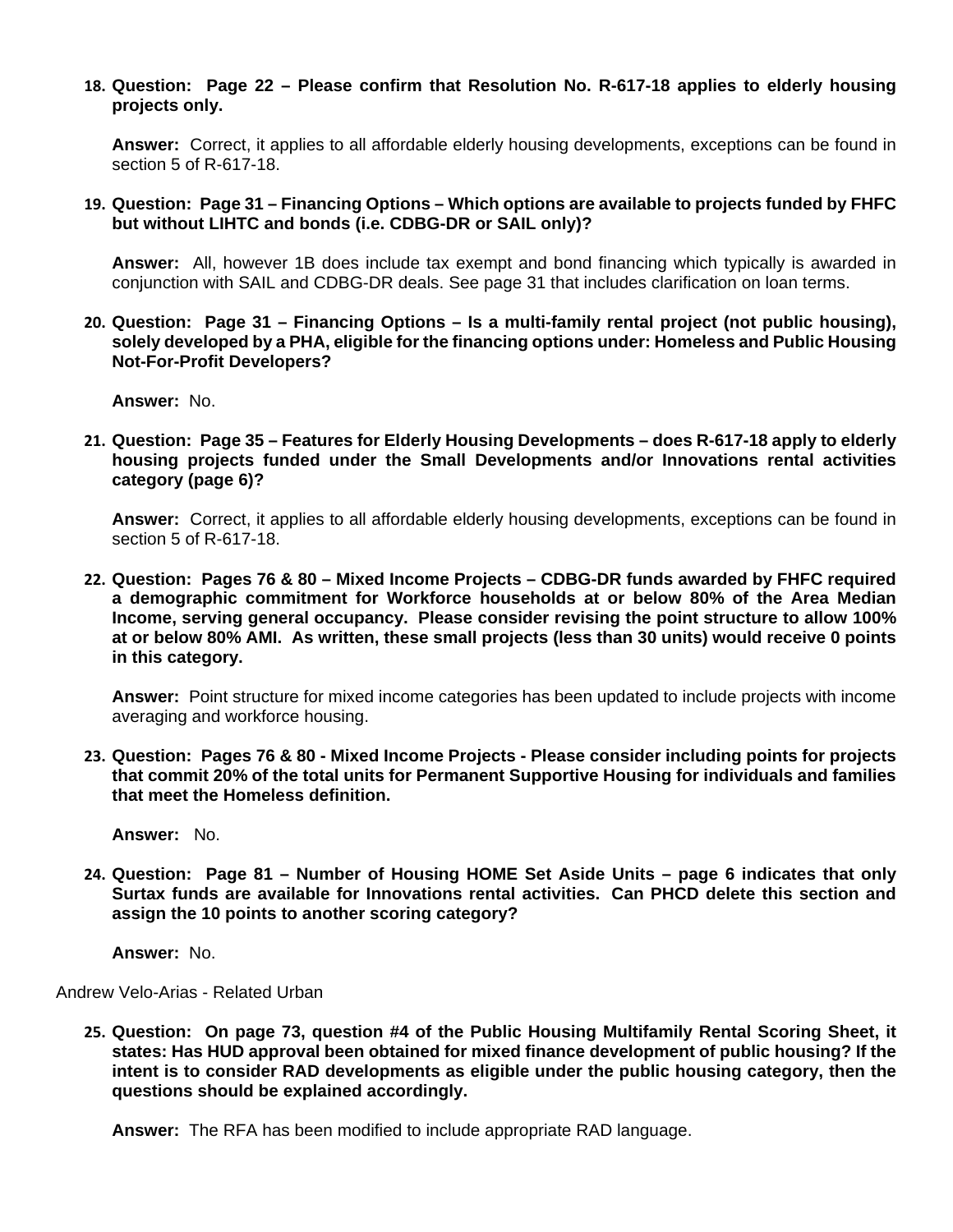18. **Question: Page 22 – Please confirm that Resolution No. R-617-18 applies to elderly housing projects only.**

    **Answer:** Correct, it applies to all affordable elderly housing developments, exceptions can be found in section 5 of R-617-18.

19. **Question: Page 31 – Financing Options – Which options are available to projects funded by FHFC but without LIHTC and bonds (i.e. CDBG-DR or SAIL only)?**

    **Answer:** All, however 1B does include tax exempt and bond financing which typically is awarded in conjunction with SAIL and CDBG-DR deals. See page 31 that includes clarification on loan terms.

20. **Question: Page 31 – Financing Options – Is a multi-family rental project (not public housing), solely developed by a PHA, eligible for the financing options under: Homeless and Public Housing Not-For-Profit Developers?**

    **Answer:** No.

21. **Question: Page 35 – Features for Elderly Housing Developments – does R-617-18 apply to elderly housing projects funded under the Small Developments and/or Innovations rental activities category (page 6)?**

    **Answer:** Correct, it applies to all affordable elderly housing developments, exceptions can be found in section 5 of R-617-18.

22. **Question: Pages 76 & 80 – Mixed Income Projects – CDBG-DR funds awarded by FHFC required a demographic commitment for Workforce households at or below 80% of the Area Median Income, serving general occupancy. Please consider revising the point structure to allow 100% at or below 80% AMI. As written, these small projects (less than 30 units) would receive 0 points in this category.**

    **Answer:** Point structure for mixed income categories has been updated to include projects with income averaging and workforce housing.

23. **Question: Pages 76 & 80 - Mixed Income Projects - Please consider including points for projects that commit 20% of the total units for Permanent Supportive Housing for individuals and families that meet the Homeless definition.**

    **Answer:** No.

24. **Question: Page 81 – Number of Housing HOME Set Aside Units – page 6 indicates that only Surtax funds are available for Innovations rental activities. Can PHCD delete this section and assign the 10 points to another scoring category?**

    **Answer:** No.

Andrew Velo-Arias - Related Urban

25. **Question: On page 73, question #4 of the Public Housing Multifamily Rental Scoring Sheet, it states: Has HUD approval been obtained for mixed finance development of public housing? If the intent is to consider RAD developments as eligible under the public housing category, then the questions should be explained accordingly.**

    **Answer:** The RFA has been modified to include appropriate RAD language.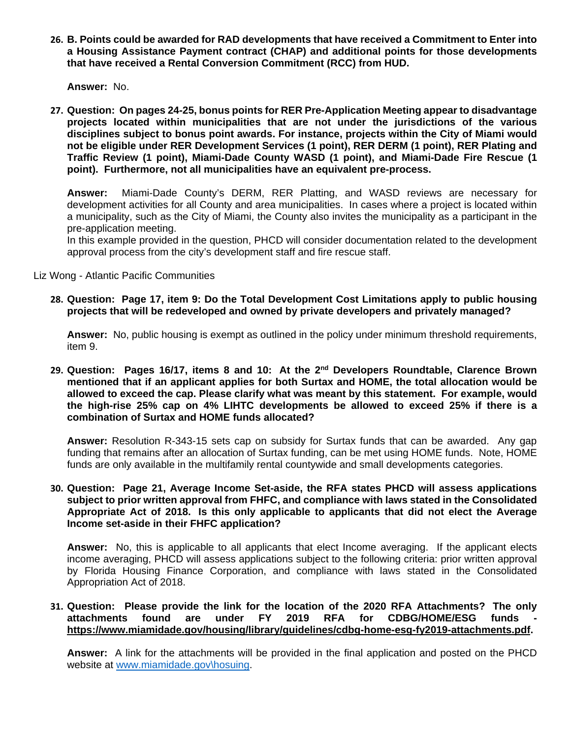26. **B. Points could be awarded for RAD developments that have received a Commitment to Enter into a Housing Assistance Payment contract (CHAP) and additional points for those developments that have received a Rental Conversion Commitment (RCC) from HUD.**

    **Answer:** No.

27. **Question: On pages 24-25, bonus points for RER Pre-Application Meeting appear to disadvantage projects located within municipalities that are not under the jurisdictions of the various disciplines subject to bonus point awards. For instance, projects within the City of Miami would not be eligible under RER Development Services (1 point), RER DERM (1 point), RER Plating and Traffic Review (1 point), Miami-Dade County WASD (1 point), and Miami-Dade Fire Rescue (1 point). Furthermore, not all municipalities have an equivalent pre-process.**

    **Answer:** Miami-Dade County's DERM, RER Platting, and WASD reviews are necessary for development activities for all County and area municipalities. In cases where a project is located within a municipality, such as the City of Miami, the County also invites the municipality as a participant in the pre-application meeting.
    In this example provided in the question, PHCD will consider documentation related to the development approval process from the city's development staff and fire rescue staff.

Liz Wong - Atlantic Pacific Communities

28. **Question: Page 17, item 9: Do the Total Development Cost Limitations apply to public housing projects that will be redeveloped and owned by private developers and privately managed?**

    **Answer:** No, public housing is exempt as outlined in the policy under minimum threshold requirements, item 9.

29. **Question: Pages 16/17, items 8 and 10: At the 2nd Developers Roundtable, Clarence Brown mentioned that if an applicant applies for both Surtax and HOME, the total allocation would be allowed to exceed the cap. Please clarify what was meant by this statement. For example, would the high-rise 25% cap on 4% LIHTC developments be allowed to exceed 25% if there is a combination of Surtax and HOME funds allocated?**

    **Answer:** Resolution R-343-15 sets cap on subsidy for Surtax funds that can be awarded. Any gap funding that remains after an allocation of Surtax funding, can be met using HOME funds. Note, HOME funds are only available in the multifamily rental countywide and small developments categories.

30. **Question: Page 21, Average Income Set-aside, the RFA states PHCD will assess applications subject to prior written approval from FHFC, and compliance with laws stated in the Consolidated Appropriate Act of 2018. Is this only applicable to applicants that did not elect the Average Income set-aside in their FHFC application?**

    **Answer:** No, this is applicable to all applicants that elect Income averaging. If the applicant elects income averaging, PHCD will assess applications subject to the following criteria: prior written approval by Florida Housing Finance Corporation, and compliance with laws stated in the Consolidated Appropriation Act of 2018.

31. **Question: Please provide the link for the location of the 2020 RFA Attachments? The only attachments found are under FY 2019 RFA for CDBG/HOME/ESG funds - https://www.miamidade.gov/housing/library/guidelines/cdbg-home-esg-fy2019-attachments.pdf.**

    **Answer:** A link for the attachments will be provided in the final application and posted on the PHCD website at www.miamidade.gov\hosuing.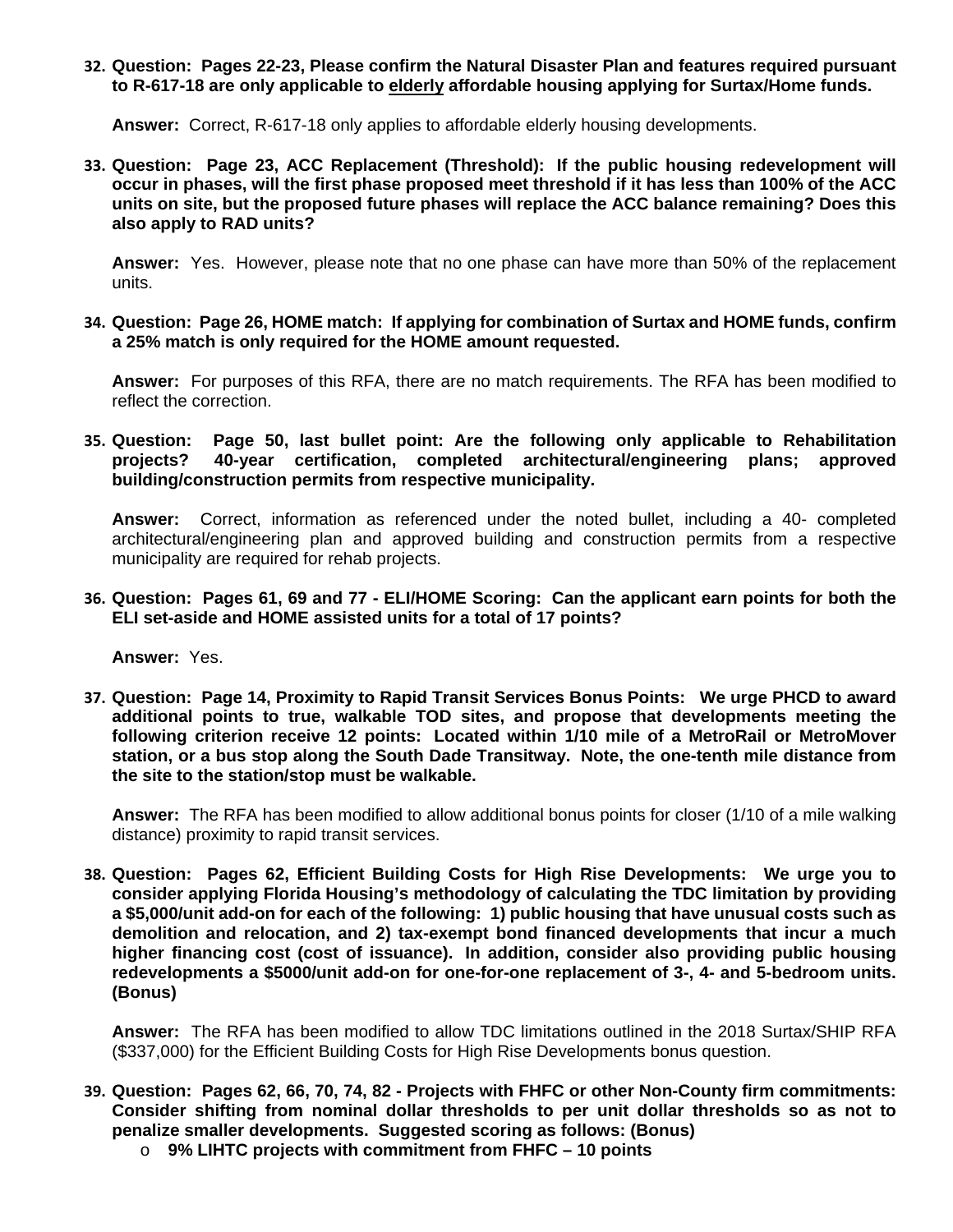32. **Question: Pages 22-23, Please confirm the Natural Disaster Plan and features required pursuant to R-617-18 are only applicable to <u>elderly</u> affordable housing applying for Surtax/Home funds.**

    **Answer:** Correct, R-617-18 only applies to affordable elderly housing developments.

33. **Question: Page 23, ACC Replacement (Threshold): If the public housing redevelopment will occur in phases, will the first phase proposed meet threshold if it has less than 100% of the ACC units on site, but the proposed future phases will replace the ACC balance remaining? Does this also apply to RAD units?**

    **Answer:** Yes. However, please note that no one phase can have more than 50% of the replacement units.

34. **Question: Page 26, HOME match: If applying for combination of Surtax and HOME funds, confirm a 25% match is only required for the HOME amount requested.**

    **Answer:** For purposes of this RFA, there are no match requirements. The RFA has been modified to reflect the correction.

35. **Question: Page 50, last bullet point: Are the following only applicable to Rehabilitation projects? 40-year certification, completed architectural/engineering plans; approved building/construction permits from respective municipality.**

    **Answer:** Correct, information as referenced under the noted bullet, including a 40- completed architectural/engineering plan and approved building and construction permits from a respective municipality are required for rehab projects.

36. **Question: Pages 61, 69 and 77 - ELI/HOME Scoring: Can the applicant earn points for both the ELI set-aside and HOME assisted units for a total of 17 points?**

    **Answer:** Yes.

37. **Question: Page 14, Proximity to Rapid Transit Services Bonus Points: We urge PHCD to award additional points to true, walkable TOD sites, and propose that developments meeting the following criterion receive 12 points: Located within 1/10 mile of a MetroRail or MetroMover station, or a bus stop along the South Dade Transitway. Note, the one-tenth mile distance from the site to the station/stop must be walkable.**

    **Answer:** The RFA has been modified to allow additional bonus points for closer (1/10 of a mile walking distance) proximity to rapid transit services.

38. **Question: Pages 62, Efficient Building Costs for High Rise Developments: We urge you to consider applying Florida Housing's methodology of calculating the TDC limitation by providing a $5,000/unit add-on for each of the following: 1) public housing that have unusual costs such as demolition and relocation, and 2) tax-exempt bond financed developments that incur a much higher financing cost (cost of issuance). In addition, consider also providing public housing redevelopments a $5000/unit add-on for one-for-one replacement of 3-, 4- and 5-bedroom units. (Bonus)**

    **Answer:** The RFA has been modified to allow TDC limitations outlined in the 2018 Surtax/SHIP RFA ($337,000) for the Efficient Building Costs for High Rise Developments bonus question.

39. **Question: Pages 62, 66, 70, 74, 82 - Projects with FHFC or other Non-County firm commitments: Consider shifting from nominal dollar thresholds to per unit dollar thresholds so as not to penalize smaller developments. Suggested scoring as follows: (Bonus)**
    - **9% LIHTC projects with commitment from FHFC – 10 points**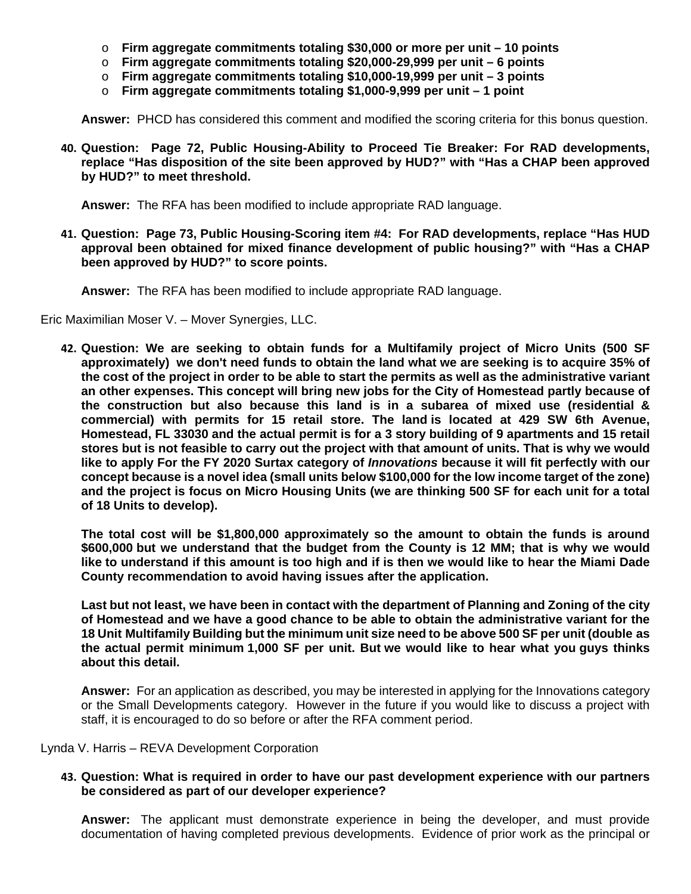- **Firm aggregate commitments totaling $30,000 or more per unit – 10 points**
- **Firm aggregate commitments totaling $20,000-29,999 per unit – 6 points**
- **Firm aggregate commitments totaling $10,000-19,999 per unit – 3 points**
- **Firm aggregate commitments totaling $1,000-9,999 per unit – 1 point**

**Answer:** PHCD has considered this comment and modified the scoring criteria for this bonus question.

40. **Question: Page 72, Public Housing-Ability to Proceed Tie Breaker: For RAD developments, replace "Has disposition of the site been approved by HUD?" with "Has a CHAP been approved by HUD?" to meet threshold.**

    **Answer:** The RFA has been modified to include appropriate RAD language.

41. **Question: Page 73, Public Housing-Scoring item #4: For RAD developments, replace "Has HUD approval been obtained for mixed finance development of public housing?" with "Has a CHAP been approved by HUD?" to score points.**

    **Answer:** The RFA has been modified to include appropriate RAD language.

Eric Maximilian Moser V. – Mover Synergies, LLC.

42. **Question: We are seeking to obtain funds for a Multifamily project of Micro Units (500 SF approximately) we don't need funds to obtain the land what we are seeking is to acquire 35% of the cost of the project in order to be able to start the permits as well as the administrative variant an other expenses. This concept will bring new jobs for the City of Homestead partly because of the construction but also because this land is in a subarea of mixed use (residential & commercial) with permits for 15 retail store. The land is located at 429 SW 6th Avenue, Homestead, FL 33030 and the actual permit is for a 3 story building of 9 apartments and 15 retail stores but is not feasible to carry out the project with that amount of units. That is why we would like to apply For the FY 2020 Surtax category of *Innovations* because it will fit perfectly with our concept because is a novel idea (small units below $100,000 for the low income target of the zone) and the project is focus on Micro Housing Units (we are thinking 500 SF for each unit for a total of 18 Units to develop).**

    **The total cost will be $1,800,000 approximately so the amount to obtain the funds is around $600,000 but we understand that the budget from the County is 12 MM; that is why we would like to understand if this amount is too high and if is then we would like to hear the Miami Dade County recommendation to avoid having issues after the application.**

    **Last but not least, we have been in contact with the department of Planning and Zoning of the city of Homestead and we have a good chance to be able to obtain the administrative variant for the 18 Unit Multifamily Building but the minimum unit size need to be above 500 SF per unit (double as the actual permit minimum 1,000 SF per unit. But we would like to hear what you guys thinks about this detail.**

    **Answer:** For an application as described, you may be interested in applying for the Innovations category or the Small Developments category. However in the future if you would like to discuss a project with staff, it is encouraged to do so before or after the RFA comment period.

Lynda V. Harris – REVA Development Corporation

43. **Question: What is required in order to have our past development experience with our partners be considered as part of our developer experience?**

    **Answer:** The applicant must demonstrate experience in being the developer, and must provide documentation of having completed previous developments. Evidence of prior work as the principal or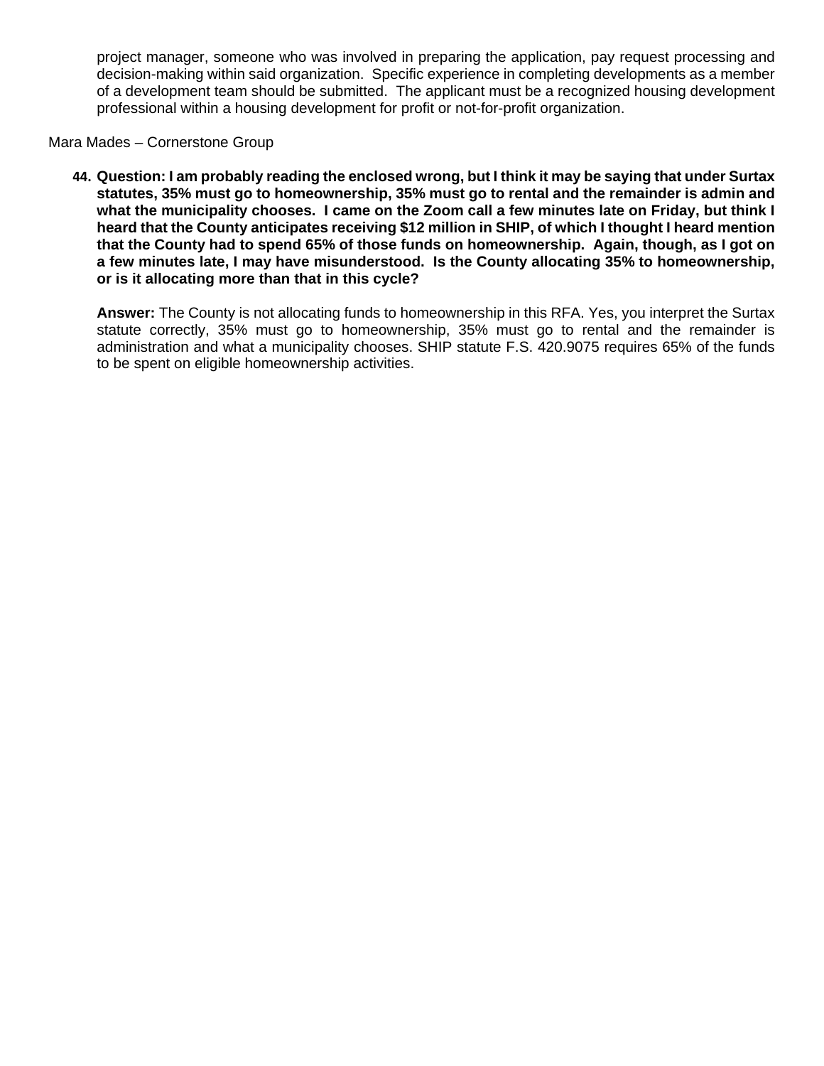project manager, someone who was involved in preparing the application, pay request processing and decision-making within said organization. Specific experience in completing developments as a member of a development team should be submitted. The applicant must be a recognized housing development professional within a housing development for profit or not-for-profit organization.

Mara Mades – Cornerstone Group

44. **Question: I am probably reading the enclosed wrong, but I think it may be saying that under Surtax statutes, 35% must go to homeownership, 35% must go to rental and the remainder is admin and what the municipality chooses. I came on the Zoom call a few minutes late on Friday, but think I heard that the County anticipates receiving $12 million in SHIP, of which I thought I heard mention that the County had to spend 65% of those funds on homeownership. Again, though, as I got on a few minutes late, I may have misunderstood. Is the County allocating 35% to homeownership, or is it allocating more than that in this cycle?**

    **Answer:** The County is not allocating funds to homeownership in this RFA. Yes, you interpret the Surtax statute correctly, 35% must go to homeownership, 35% must go to rental and the remainder is administration and what a municipality chooses. SHIP statute F.S. 420.9075 requires 65% of the funds to be spent on eligible homeownership activities.